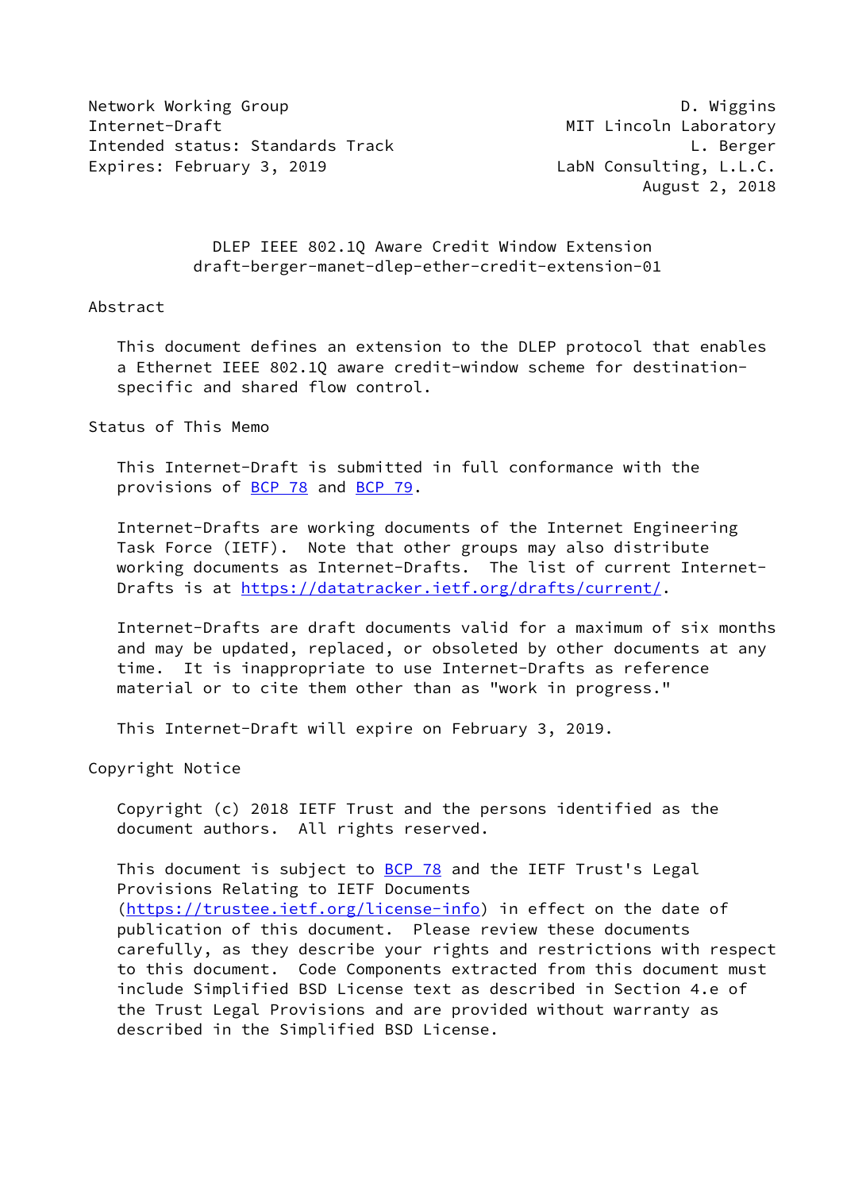Network Working Group D. Wiggins
Internet-Draft MIT Lincoln Laboratory
Intended status: Standards Track L. Berger
Expires: February 3, 2019 LabN Consulting, L.L.C.
August 2, 2018

# DLEP IEEE 802.1Q Aware Credit Window Extension
draft-berger-manet-dlep-ether-credit-extension-01

## Abstract

This document defines an extension to the DLEP protocol that enables a Ethernet IEEE 802.1Q aware credit-window scheme for destination-specific and shared flow control.

## Status of This Memo

This Internet-Draft is submitted in full conformance with the provisions of BCP 78 and BCP 79.

Internet-Drafts are working documents of the Internet Engineering Task Force (IETF). Note that other groups may also distribute working documents as Internet-Drafts. The list of current Internet-Drafts is at https://datatracker.ietf.org/drafts/current/.

Internet-Drafts are draft documents valid for a maximum of six months and may be updated, replaced, or obsoleted by other documents at any time. It is inappropriate to use Internet-Drafts as reference material or to cite them other than as "work in progress."

This Internet-Draft will expire on February 3, 2019.

## Copyright Notice

Copyright (c) 2018 IETF Trust and the persons identified as the document authors. All rights reserved.

This document is subject to BCP 78 and the IETF Trust's Legal Provisions Relating to IETF Documents (https://trustee.ietf.org/license-info) in effect on the date of publication of this document. Please review these documents carefully, as they describe your rights and restrictions with respect to this document. Code Components extracted from this document must include Simplified BSD License text as described in Section 4.e of the Trust Legal Provisions and are provided without warranty as described in the Simplified BSD License.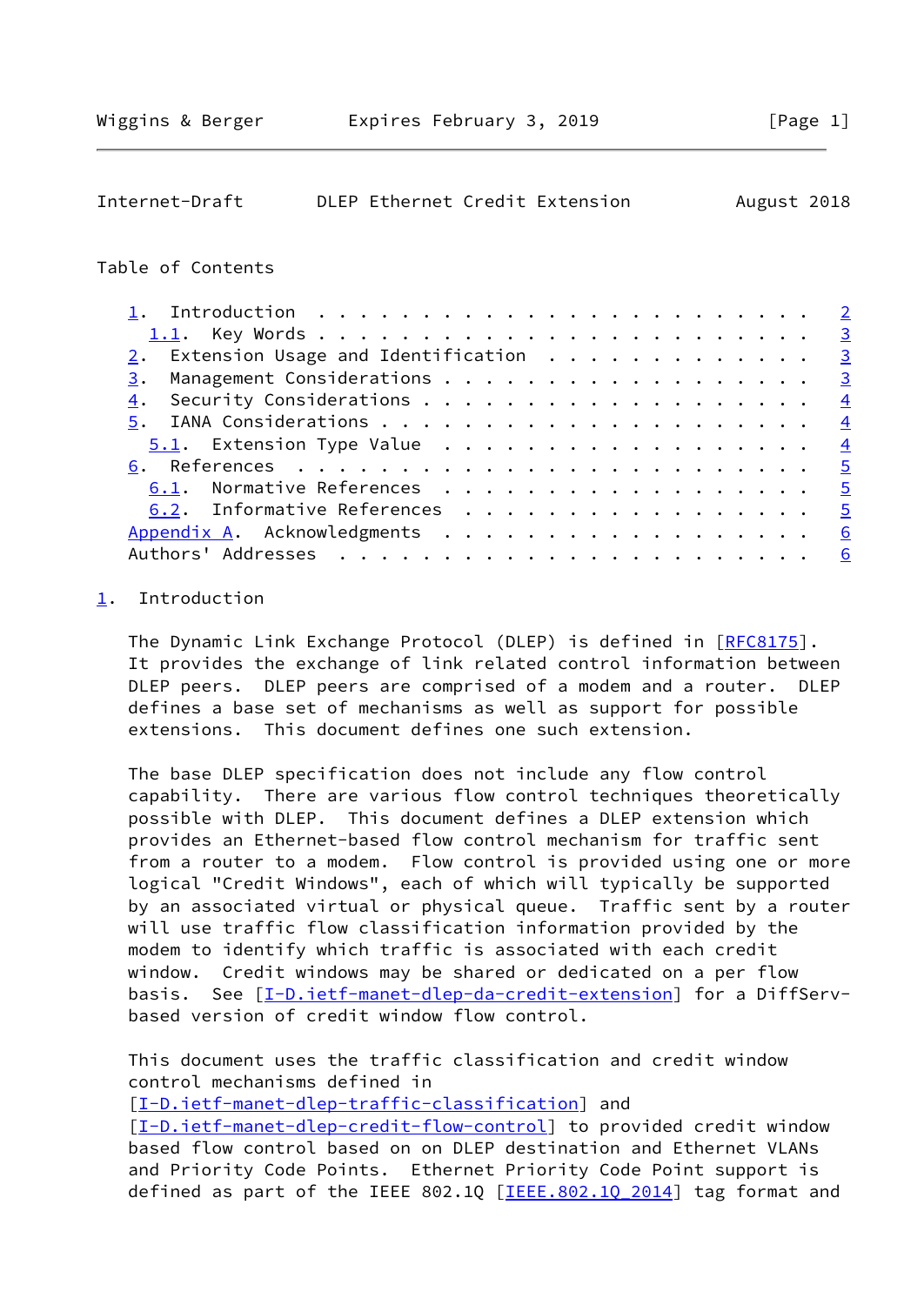Table of Contents

- 1. Introduction . . . . . . . . . . . . . . . . . . . . . . . . 2
  - 1.1. Key Words . . . . . . . . . . . . . . . . . . . . . . . . 3
- 2. Extension Usage and Identification . . . . . . . . . . . . . 3
- 3. Management Considerations . . . . . . . . . . . . . . . . . . 3
- 4. Security Considerations . . . . . . . . . . . . . . . . . . . 4
- 5. IANA Considerations . . . . . . . . . . . . . . . . . . . . . 4
  - 5.1. Extension Type Value . . . . . . . . . . . . . . . . . . 4
- 6. References . . . . . . . . . . . . . . . . . . . . . . . . . 5
  - 6.1. Normative References . . . . . . . . . . . . . . . . . . 5
  - 6.2. Informative References . . . . . . . . . . . . . . . . . 5
- Appendix A. Acknowledgments . . . . . . . . . . . . . . . . . . . 6
- Authors' Addresses . . . . . . . . . . . . . . . . . . . . . . . 6

## 1. Introduction

The Dynamic Link Exchange Protocol (DLEP) is defined in [RFC8175]. It provides the exchange of link related control information between DLEP peers. DLEP peers are comprised of a modem and a router. DLEP defines a base set of mechanisms as well as support for possible extensions. This document defines one such extension.

The base DLEP specification does not include any flow control capability. There are various flow control techniques theoretically possible with DLEP. This document defines a DLEP extension which provides an Ethernet-based flow control mechanism for traffic sent from a router to a modem. Flow control is provided using one or more logical "Credit Windows", each of which will typically be supported by an associated virtual or physical queue. Traffic sent by a router will use traffic flow classification information provided by the modem to identify which traffic is associated with each credit window. Credit windows may be shared or dedicated on a per flow basis. See [I-D.ietf-manet-dlep-da-credit-extension] for a DiffServ-based version of credit window flow control.

This document uses the traffic classification and credit window control mechanisms defined in [I-D.ietf-manet-dlep-traffic-classification] and [I-D.ietf-manet-dlep-credit-flow-control] to provided credit window based flow control based on on DLEP destination and Ethernet VLANs and Priority Code Points. Ethernet Priority Code Point support is defined as part of the IEEE 802.1Q [IEEE.802.1Q_2014] tag format and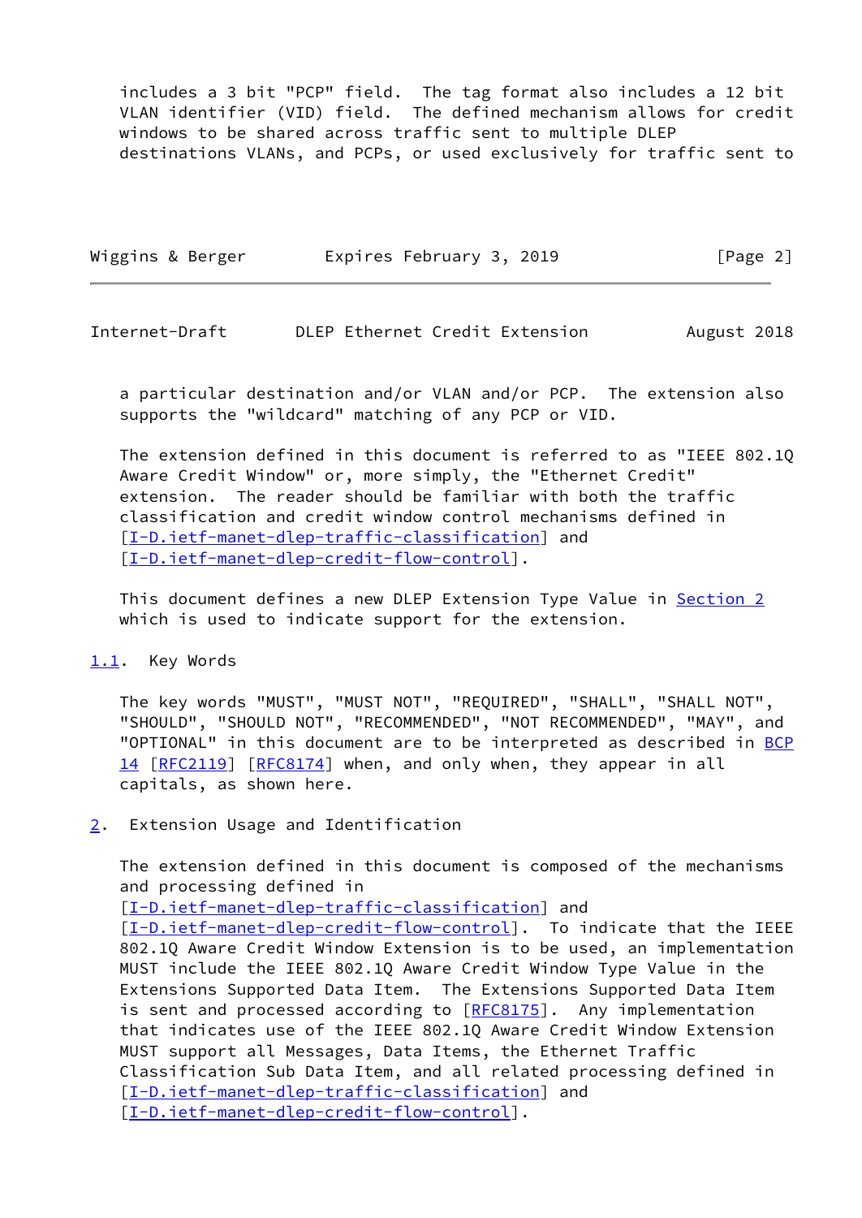includes a 3 bit "PCP" field. The tag format also includes a 12 bit VLAN identifier (VID) field. The defined mechanism allows for credit windows to be shared across traffic sent to multiple DLEP destinations VLANs, and PCPs, or used exclusively for traffic sent to a particular destination and/or VLAN and/or PCP. The extension also supports the "wildcard" matching of any PCP or VID.

The extension defined in this document is referred to as "IEEE 802.1Q Aware Credit Window" or, more simply, the "Ethernet Credit" extension. The reader should be familiar with both the traffic classification and credit window control mechanisms defined in [I-D.ietf-manet-dlep-traffic-classification] and [I-D.ietf-manet-dlep-credit-flow-control].

This document defines a new DLEP Extension Type Value in Section 2 which is used to indicate support for the extension.

## 1.1. Key Words

The key words "MUST", "MUST NOT", "REQUIRED", "SHALL", "SHALL NOT", "SHOULD", "SHOULD NOT", "RECOMMENDED", "NOT RECOMMENDED", "MAY", and "OPTIONAL" in this document are to be interpreted as described in BCP 14 [RFC2119] [RFC8174] when, and only when, they appear in all capitals, as shown here.

# 2. Extension Usage and Identification

The extension defined in this document is composed of the mechanisms and processing defined in [I-D.ietf-manet-dlep-traffic-classification] and [I-D.ietf-manet-dlep-credit-flow-control]. To indicate that the IEEE 802.1Q Aware Credit Window Extension is to be used, an implementation MUST include the IEEE 802.1Q Aware Credit Window Type Value in the Extensions Supported Data Item. The Extensions Supported Data Item is sent and processed according to [RFC8175]. Any implementation that indicates use of the IEEE 802.1Q Aware Credit Window Extension MUST support all Messages, Data Items, the Ethernet Traffic Classification Sub Data Item, and all related processing defined in [I-D.ietf-manet-dlep-traffic-classification] and [I-D.ietf-manet-dlep-credit-flow-control].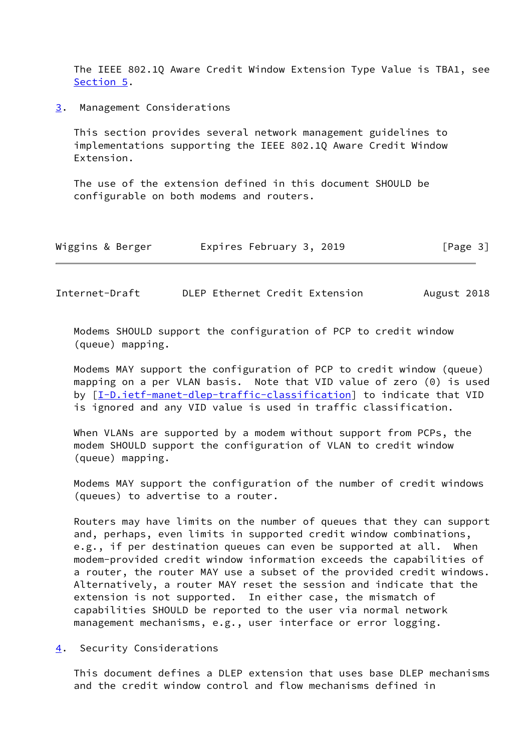The IEEE 802.1Q Aware Credit Window Extension Type Value is TBA1, see Section 5.

## 3. Management Considerations

This section provides several network management guidelines to implementations supporting the IEEE 802.1Q Aware Credit Window Extension.

The use of the extension defined in this document SHOULD be configurable on both modems and routers.

Modems SHOULD support the configuration of PCP to credit window (queue) mapping.

Modems MAY support the configuration of PCP to credit window (queue) mapping on a per VLAN basis. Note that VID value of zero (0) is used by [I-D.ietf-manet-dlep-traffic-classification] to indicate that VID is ignored and any VID value is used in traffic classification.

When VLANs are supported by a modem without support from PCPs, the modem SHOULD support the configuration of VLAN to credit window (queue) mapping.

Modems MAY support the configuration of the number of credit windows (queues) to advertise to a router.

Routers may have limits on the number of queues that they can support and, perhaps, even limits in supported credit window combinations, e.g., if per destination queues can even be supported at all. When modem-provided credit window information exceeds the capabilities of a router, the router MAY use a subset of the provided credit windows. Alternatively, a router MAY reset the session and indicate that the extension is not supported. In either case, the mismatch of capabilities SHOULD be reported to the user via normal network management mechanisms, e.g., user interface or error logging.

## 4. Security Considerations

This document defines a DLEP extension that uses base DLEP mechanisms and the credit window control and flow mechanisms defined in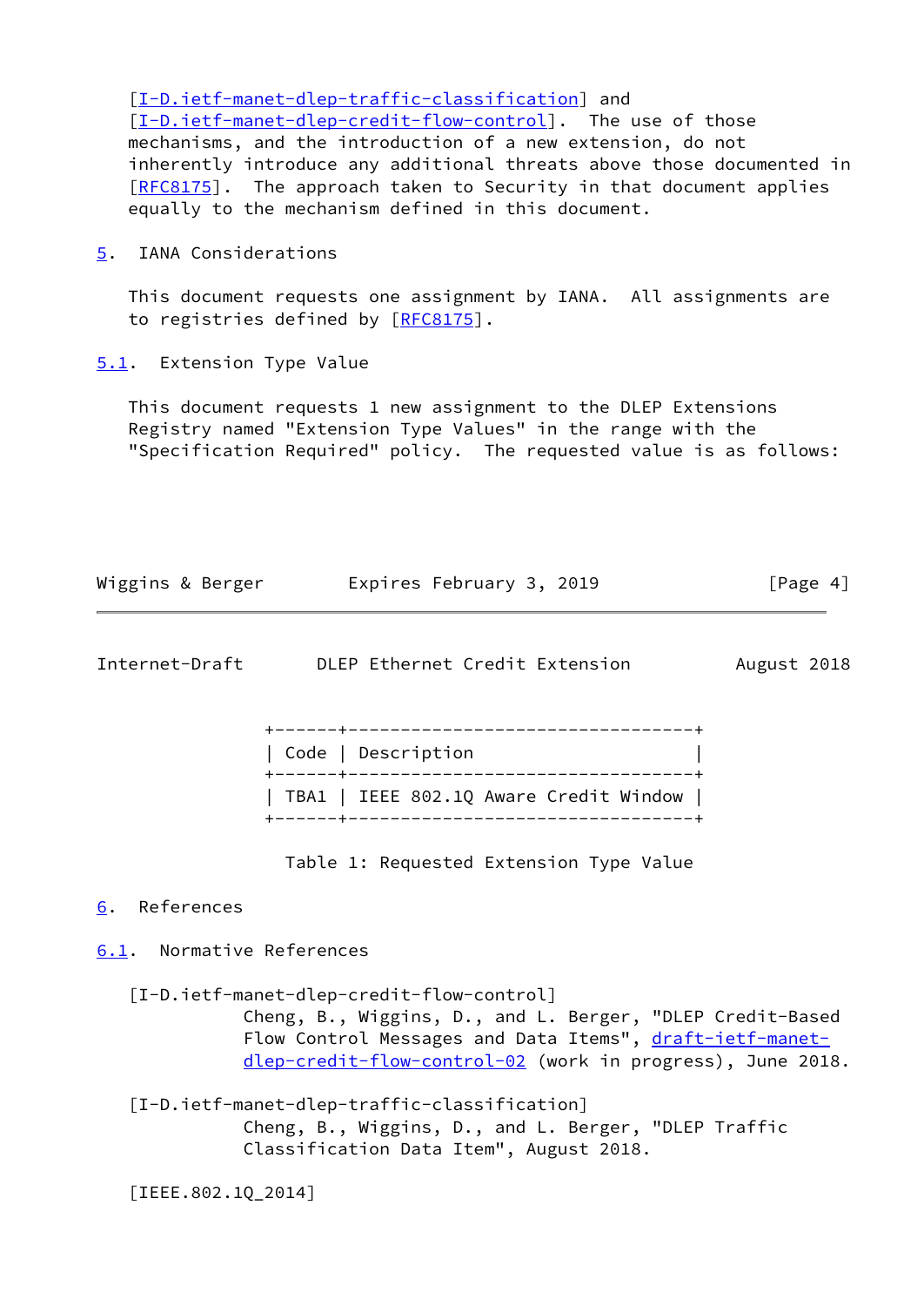[I-D.ietf-manet-dlep-traffic-classification] and [I-D.ietf-manet-dlep-credit-flow-control]. The use of those mechanisms, and the introduction of a new extension, do not inherently introduce any additional threats above those documented in [RFC8175]. The approach taken to Security in that document applies equally to the mechanism defined in this document.

## 5. IANA Considerations

This document requests one assignment by IANA. All assignments are to registries defined by [RFC8175].

### 5.1. Extension Type Value

This document requests 1 new assignment to the DLEP Extensions Registry named "Extension Type Values" in the range with the "Specification Required" policy. The requested value is as follows:

| Code | Description |
|---|---|
| TBA1 | IEEE 802.1Q Aware Credit Window |

Table 1: Requested Extension Type Value

## 6. References

### 6.1. Normative References

[I-D.ietf-manet-dlep-credit-flow-control]
Cheng, B., Wiggins, D., and L. Berger, "DLEP Credit-Based Flow Control Messages and Data Items", draft-ietf-manet-dlep-credit-flow-control-02 (work in progress), June 2018.

[I-D.ietf-manet-dlep-traffic-classification]
Cheng, B., Wiggins, D., and L. Berger, "DLEP Traffic Classification Data Item", August 2018.

[IEEE.802.1Q_2014]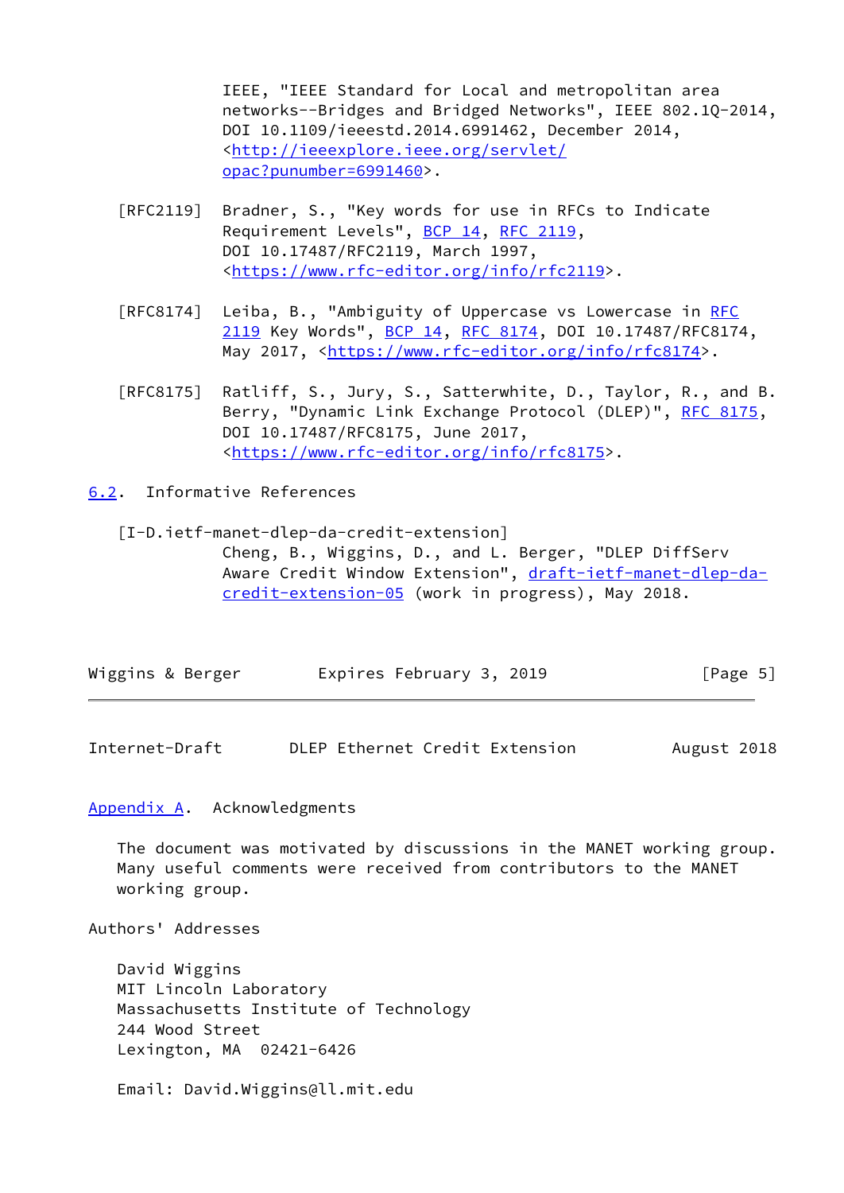IEEE, "IEEE Standard for Local and metropolitan area networks--Bridges and Bridged Networks", IEEE 802.1Q-2014, DOI 10.1109/ieeestd.2014.6991462, December 2014, <http://ieeexplore.ieee.org/servlet/opac?punumber=6991460>.

[RFC2119] Bradner, S., "Key words for use in RFCs to Indicate Requirement Levels", BCP 14, RFC 2119, DOI 10.17487/RFC2119, March 1997, <https://www.rfc-editor.org/info/rfc2119>.

[RFC8174] Leiba, B., "Ambiguity of Uppercase vs Lowercase in RFC 2119 Key Words", BCP 14, RFC 8174, DOI 10.17487/RFC8174, May 2017, <https://www.rfc-editor.org/info/rfc8174>.

[RFC8175] Ratliff, S., Jury, S., Satterwhite, D., Taylor, R., and B. Berry, "Dynamic Link Exchange Protocol (DLEP)", RFC 8175, DOI 10.17487/RFC8175, June 2017, <https://www.rfc-editor.org/info/rfc8175>.

## 6.2. Informative References

[I-D.ietf-manet-dlep-da-credit-extension] Cheng, B., Wiggins, D., and L. Berger, "DLEP DiffServ Aware Credit Window Extension", draft-ietf-manet-dlep-da-credit-extension-05 (work in progress), May 2018.

## Appendix A. Acknowledgments

The document was motivated by discussions in the MANET working group. Many useful comments were received from contributors to the MANET working group.

## Authors' Addresses

David Wiggins
MIT Lincoln Laboratory
Massachusetts Institute of Technology
244 Wood Street
Lexington, MA 02421-6426

Email: David.Wiggins@ll.mit.edu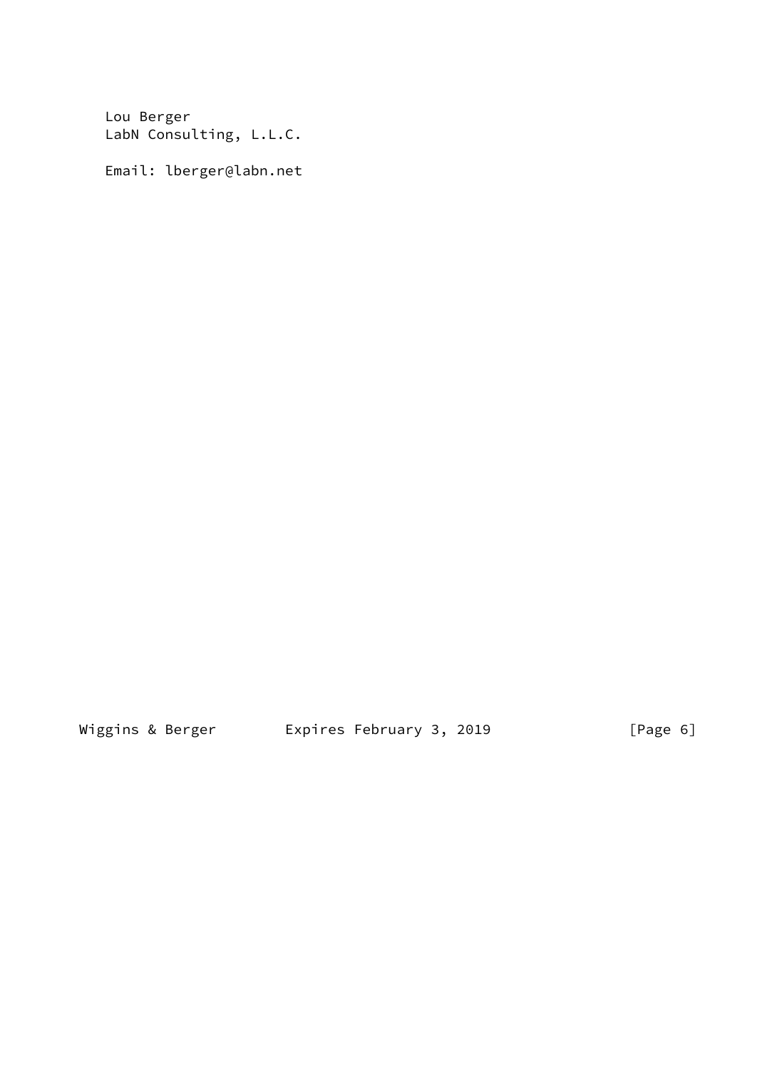Lou Berger
LabN Consulting, L.L.C.

Email: lberger@labn.net